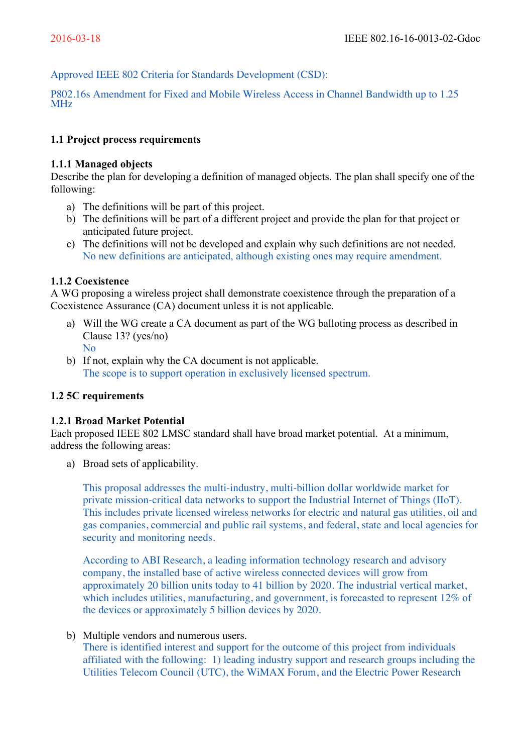Approved IEEE 802 Criteria for Standards Development (CSD):

P802.16s Amendment for Fixed and Mobile Wireless Access in Channel Bandwidth up to 1.25 MHz

### 1.1 Project process requirements

#### 1.1.1 Managed objects

Describe the plan for developing a definition of managed objects. The plan shall specify one of the following:

a) The definitions will be part of this project.
b) The definitions will be part of a different project and provide the plan for that project or anticipated future project.
c) The definitions will not be developed and explain why such definitions are not needed.
   No new definitions are anticipated, although existing ones may require amendment.

#### 1.1.2 Coexistence

A WG proposing a wireless project shall demonstrate coexistence through the preparation of a Coexistence Assurance (CA) document unless it is not applicable.

a) Will the WG create a CA document as part of the WG balloting process as described in Clause 13? (yes/no)
   No
b) If not, explain why the CA document is not applicable.
   The scope is to support operation in exclusively licensed spectrum.

### 1.2 5C requirements

#### 1.2.1 Broad Market Potential

Each proposed IEEE 802 LMSC standard shall have broad market potential. At a minimum, address the following areas:

a) Broad sets of applicability.

   This proposal addresses the multi-industry, multi-billion dollar worldwide market for private mission-critical data networks to support the Industrial Internet of Things (IIoT). This includes private licensed wireless networks for electric and natural gas utilities, oil and gas companies, commercial and public rail systems, and federal, state and local agencies for security and monitoring needs.

   According to ABI Research, a leading information technology research and advisory company, the installed base of active wireless connected devices will grow from approximately 20 billion units today to 41 billion by 2020. The industrial vertical market, which includes utilities, manufacturing, and government, is forecasted to represent 12% of the devices or approximately 5 billion devices by 2020.

b) Multiple vendors and numerous users.
   There is identified interest and support for the outcome of this project from individuals affiliated with the following: 1) leading industry support and research groups including the Utilities Telecom Council (UTC), the WiMAX Forum, and the Electric Power Research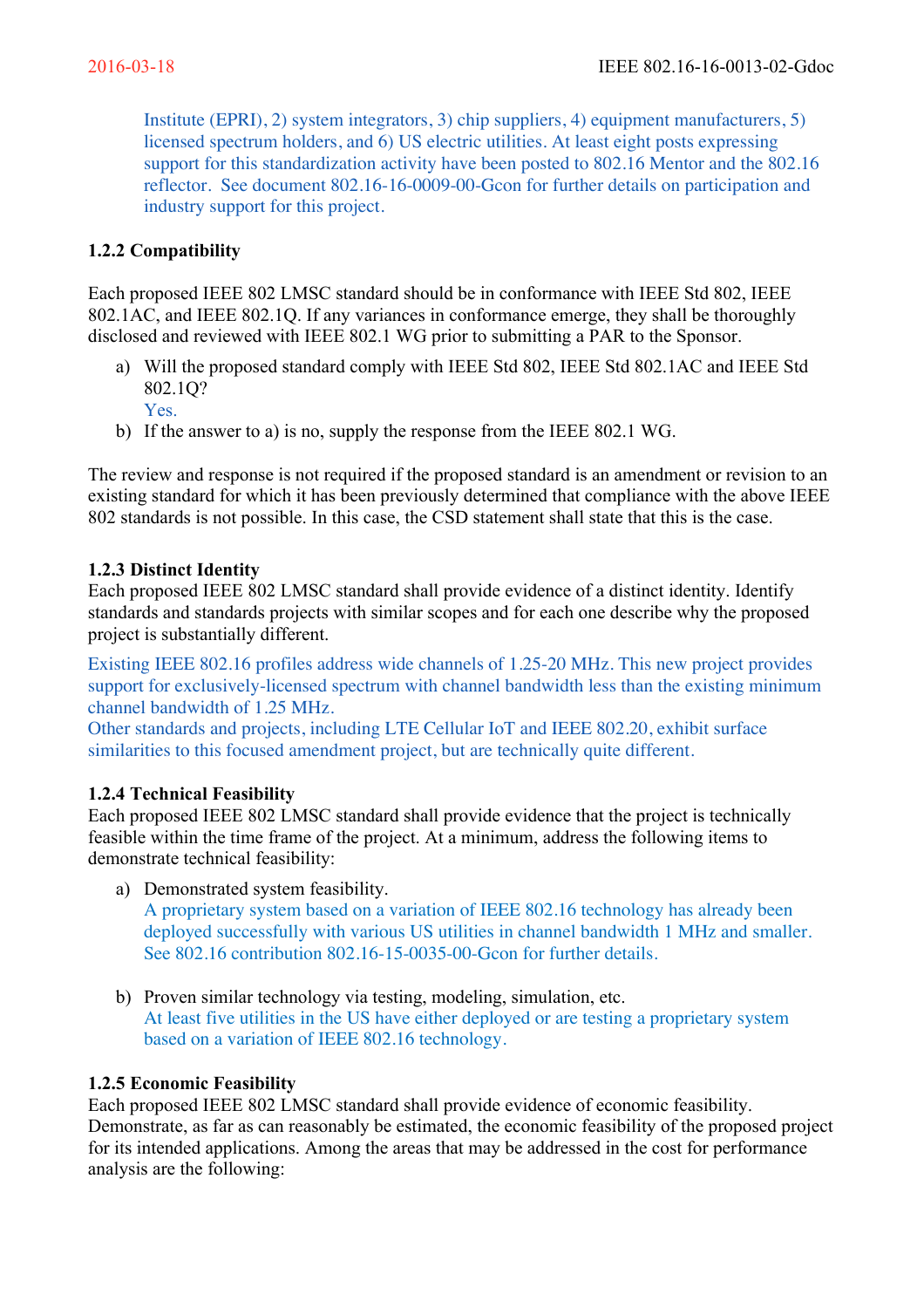Institute (EPRI), 2) system integrators, 3) chip suppliers, 4) equipment manufacturers, 5) licensed spectrum holders, and 6) US electric utilities. At least eight posts expressing support for this standardization activity have been posted to 802.16 Mentor and the 802.16 reflector. See document 802.16-16-0009-00-Gcon for further details on participation and industry support for this project.

### 1.2.2 Compatibility

Each proposed IEEE 802 LMSC standard should be in conformance with IEEE Std 802, IEEE 802.1AC, and IEEE 802.1Q. If any variances in conformance emerge, they shall be thoroughly disclosed and reviewed with IEEE 802.1 WG prior to submitting a PAR to the Sponsor.

a) Will the proposed standard comply with IEEE Std 802, IEEE Std 802.1AC and IEEE Std 802.1Q?
   Yes.
b) If the answer to a) is no, supply the response from the IEEE 802.1 WG.

The review and response is not required if the proposed standard is an amendment or revision to an existing standard for which it has been previously determined that compliance with the above IEEE 802 standards is not possible. In this case, the CSD statement shall state that this is the case.

### 1.2.3 Distinct Identity

Each proposed IEEE 802 LMSC standard shall provide evidence of a distinct identity. Identify standards and standards projects with similar scopes and for each one describe why the proposed project is substantially different.

Existing IEEE 802.16 profiles address wide channels of 1.25-20 MHz. This new project provides support for exclusively-licensed spectrum with channel bandwidth less than the existing minimum channel bandwidth of 1.25 MHz.
Other standards and projects, including LTE Cellular IoT and IEEE 802.20, exhibit surface similarities to this focused amendment project, but are technically quite different.

### 1.2.4 Technical Feasibility

Each proposed IEEE 802 LMSC standard shall provide evidence that the project is technically feasible within the time frame of the project. At a minimum, address the following items to demonstrate technical feasibility:

a) Demonstrated system feasibility.
   A proprietary system based on a variation of IEEE 802.16 technology has already been deployed successfully with various US utilities in channel bandwidth 1 MHz and smaller. See 802.16 contribution 802.16-15-0035-00-Gcon for further details.

b) Proven similar technology via testing, modeling, simulation, etc.
   At least five utilities in the US have either deployed or are testing a proprietary system based on a variation of IEEE 802.16 technology.

### 1.2.5 Economic Feasibility

Each proposed IEEE 802 LMSC standard shall provide evidence of economic feasibility. Demonstrate, as far as can reasonably be estimated, the economic feasibility of the proposed project for its intended applications. Among the areas that may be addressed in the cost for performance analysis are the following: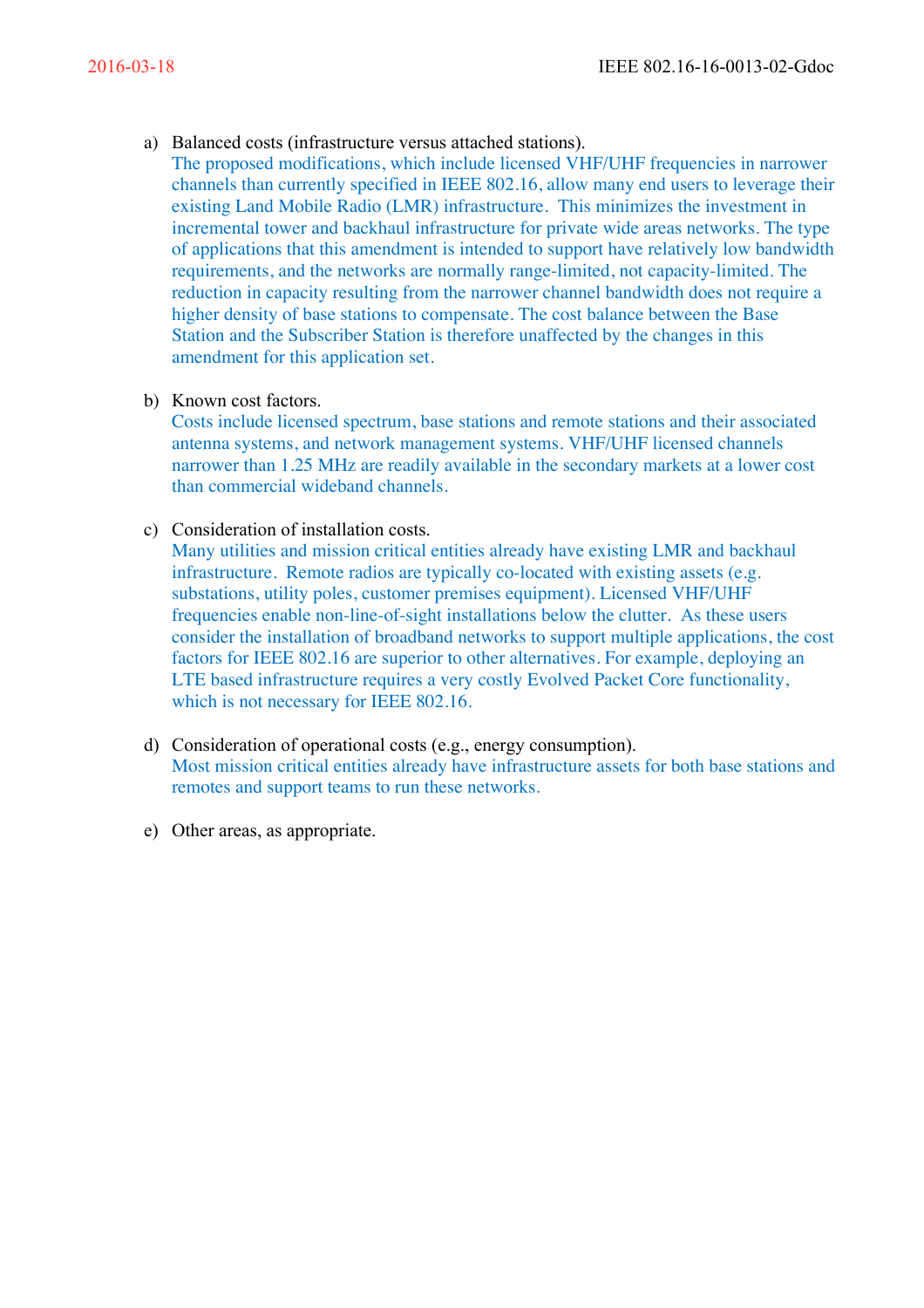a) Balanced costs (infrastructure versus attached stations).
   The proposed modifications, which include licensed VHF/UHF frequencies in narrower channels than currently specified in IEEE 802.16, allow many end users to leverage their existing Land Mobile Radio (LMR) infrastructure. This minimizes the investment in incremental tower and backhaul infrastructure for private wide areas networks. The type of applications that this amendment is intended to support have relatively low bandwidth requirements, and the networks are normally range-limited, not capacity-limited. The reduction in capacity resulting from the narrower channel bandwidth does not require a higher density of base stations to compensate. The cost balance between the Base Station and the Subscriber Station is therefore unaffected by the changes in this amendment for this application set.

b) Known cost factors.
   Costs include licensed spectrum, base stations and remote stations and their associated antenna systems, and network management systems. VHF/UHF licensed channels narrower than 1.25 MHz are readily available in the secondary markets at a lower cost than commercial wideband channels.

c) Consideration of installation costs.
   Many utilities and mission critical entities already have existing LMR and backhaul infrastructure. Remote radios are typically co-located with existing assets (e.g. substations, utility poles, customer premises equipment). Licensed VHF/UHF frequencies enable non-line-of-sight installations below the clutter. As these users consider the installation of broadband networks to support multiple applications, the cost factors for IEEE 802.16 are superior to other alternatives. For example, deploying an LTE based infrastructure requires a very costly Evolved Packet Core functionality, which is not necessary for IEEE 802.16.

d) Consideration of operational costs (e.g., energy consumption).
   Most mission critical entities already have infrastructure assets for both base stations and remotes and support teams to run these networks.

e) Other areas, as appropriate.